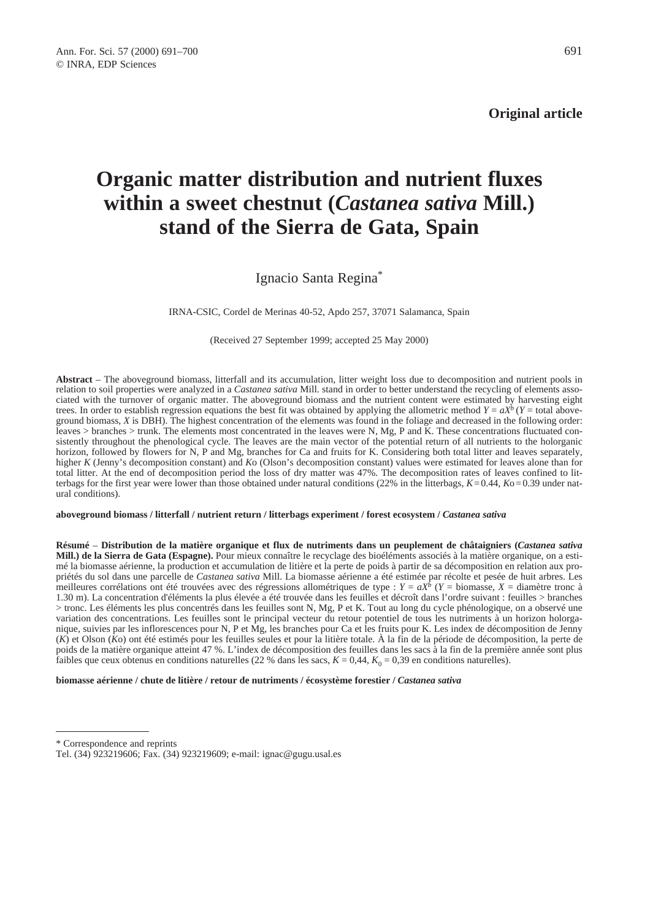**Original article**

# Organic matter distribution and nutrient fluxes within a sweet chestnut (*Castanea sativa* Mill.) stand of the Sierra de Gata, Spain

Ignacio Santa Regina*

IRNA-CSIC, Cordel de Merinas 40-52, Apdo 257, 37071 Salamanca, Spain

(Received 27 September 1999; accepted 25 May 2000)

**Abstract** – The aboveground biomass, litterfall and its accumulation, litter weight loss due to decomposition and nutrient pools in relation to soil properties were analyzed in a *Castanea sativa* Mill. stand in order to better understand the recycling of elements associated with the turnover of organic matter. The aboveground biomass and the nutrient content were estimated by harvesting eight trees. In order to establish regression equations the best fit was obtained by applying the allometric method $Y = aX^b$ ($Y$ = total aboveground biomass, $X$ is DBH). The highest concentration of the elements was found in the foliage and decreased in the following order: leaves > branches > trunk. The elements most concentrated in the leaves were N, Mg, P and K. These concentrations fluctuated consistently throughout the phenological cycle. The leaves are the main vector of the potential return of all nutrients to the hologranic horizon, followed by flowers for N, P and Mg, branches for Ca and fruits for K. Considering both total litter and leaves separately, higher $K$ (Jenny's decomposition constant) and $Ko$ (Olson's decomposition constant) values were estimated for leaves alone than for total litter. At the end of decomposition period the loss of dry matter was 47%. The decomposition rates of leaves confined to litterbags for the first year were lower than those obtained under natural conditions (22% in the litterbags, $K = 0.44$, $Ko = 0.39$ under natural conditions).

**aboveground biomass / litterfall / nutrient return / litterbags experiment / forest ecosystem / *Castanea sativa***

**Résumé** – **Distribution de la matière organique et flux de nutriments dans un peuplement de châtaigniers (*Castanea sativa* Mill.) de la Sierra de Gata (Espagne).** Pour mieux connaître le recyclage des bioéléments associés à la matière organique, on a estimé la biomasse aérienne, la production et accumulation de litière et la perte de poids à partir de sa décomposition en relation aux propriétés du sol dans une parcelle de *Castanea sativa* Mill. La biomasse aérienne a été estimée par récolte et pesée de huit arbres. Les meilleures corrélations ont été trouvées avec des régressions allométriques de type : $Y = aX^b$ ($Y$ = biomasse, $X$ = diamètre tronc à 1.30 m). La concentration d'éléments la plus élevée a été trouvée dans les feuilles et décroît dans l'ordre suivant : feuilles > branches > tronc. Les éléments les plus concentrés dans les feuilles sont N, Mg, P et K. Tout au long du cycle phénologique, on a observé une variation des concentrations. Les feuilles sont le principal vecteur du retour potentiel de tous les nutriments à un horizon holorganique, suivies par les inflorescences pour N, P et Mg, les branches pour Ca et les fruits pour K. Les index de décomposition de Jenny ($K$) et Olson ($Ko$) ont été estimés pour les feuilles seules et pour la litière totale. À la fin de la période de décomposition, la perte de poids de la matière organique atteint 47 %. L'index de décomposition des feuilles dans les sacs à la fin de la première année sont plus faibles que ceux obtenus en conditions naturelles (22 % dans les sacs, $K = 0,44$, $K_0 = 0,39$ en conditions naturelles).

**biomasse aérienne / chute de litière / retour de nutriments / écosystème forestier / *Castanea sativa***

---

\* Correspondence and reprints
Tel. (34) 923219606; Fax. (34) 923219609; e-mail: ignac@gugu.usal.es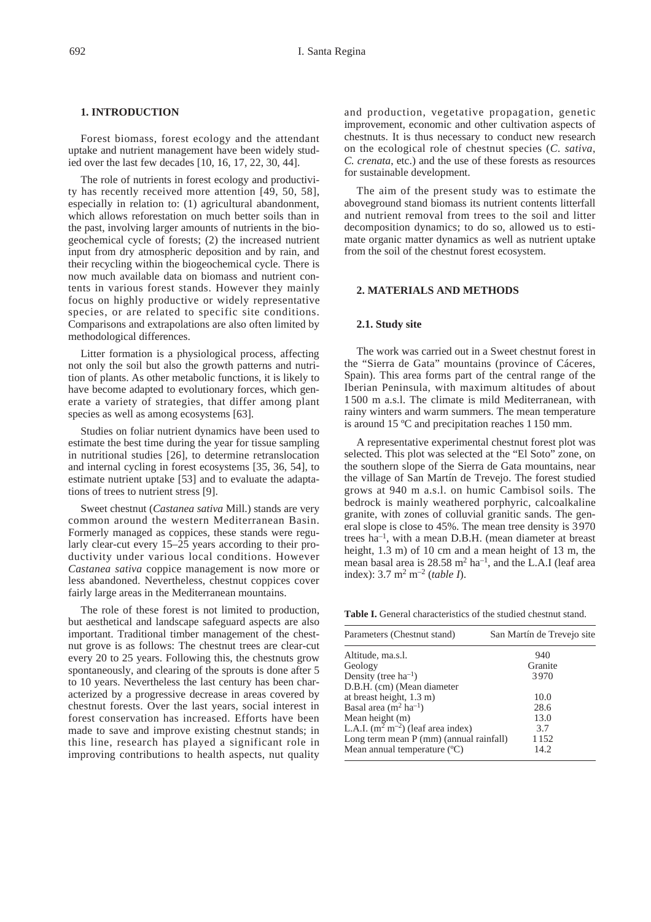## 1. INTRODUCTION

Forest biomass, forest ecology and the attendant uptake and nutrient management have been widely studied over the last few decades [10, 16, 17, 22, 30, 44].

The role of nutrients in forest ecology and productivity has recently received more attention [49, 50, 58], especially in relation to: (1) agricultural abandonment, which allows reforestation on much better soils than in the past, involving larger amounts of nutrients in the biogeochemical cycle of forests; (2) the increased nutrient input from dry atmospheric deposition and by rain, and their recycling within the biogeochemical cycle. There is now much available data on biomass and nutrient contents in various forest stands. However they mainly focus on highly productive or widely representative species, or are related to specific site conditions. Comparisons and extrapolations are also often limited by methodological differences.

Litter formation is a physiological process, affecting not only the soil but also the growth patterns and nutrition of plants. As other metabolic functions, it is likely to have become adapted to evolutionary forces, which generate a variety of strategies, that differ among plant species as well as among ecosystems [63].

Studies on foliar nutrient dynamics have been used to estimate the best time during the year for tissue sampling in nutritional studies [26], to determine retranslocation and internal cycling in forest ecosystems [35, 36, 54], to estimate nutrient uptake [53] and to evaluate the adaptations of trees to nutrient stress [9].

Sweet chestnut (*Castanea sativa* Mill.) stands are very common around the western Mediterranean Basin. Formerly managed as coppices, these stands were regularly clear-cut every 15–25 years according to their productivity under various local conditions. However *Castanea sativa* coppice management is now more or less abandoned. Nevertheless, chestnut coppices cover fairly large areas in the Mediterranean mountains.

The role of these forest is not limited to production, but aesthetical and landscape safeguard aspects are also important. Traditional timber management of the chestnut grove is as follows: The chestnut trees are clear-cut every 20 to 25 years. Following this, the chestnuts grow spontaneously, and clearing of the sprouts is done after 5 to 10 years. Nevertheless the last century has been characterized by a progressive decrease in areas covered by chestnut forests. Over the last years, social interest in forest conservation has increased. Efforts have been made to save and improve existing chestnut stands; in this line, research has played a significant role in improving contributions to health aspects, nut quality and production, vegetative propagation, genetic improvement, economic and other cultivation aspects of chestnuts. It is thus necessary to conduct new research on the ecological role of chestnut species (*C. sativa*, *C. crenata*, etc.) and the use of these forests as resources for sustainable development.

The aim of the present study was to estimate the aboveground stand biomass its nutrient contents litterfall and nutrient removal from trees to the soil and litter decomposition dynamics; to do so, allowed us to estimate organic matter dynamics as well as nutrient uptake from the soil of the chestnut forest ecosystem.

## 2. MATERIALS AND METHODS

### 2.1. Study site

The work was carried out in a Sweet chestnut forest in the "Sierra de Gata" mountains (province of Cáceres, Spain). This area forms part of the central range of the Iberian Peninsula, with maximum altitudes of about 1500 m a.s.l. The climate is mild Mediterranean, with rainy winters and warm summers. The mean temperature is around 15 ºC and precipitation reaches 1150 mm.

A representative experimental chestnut forest plot was selected. This plot was selected at the "El Soto" zone, on the southern slope of the Sierra de Gata mountains, near the village of San Martín de Trevejo. The forest studied grows at 940 m a.s.l. on humic Cambisol soils. The bedrock is mainly weathered porphyric, calcoalkaline granite, with zones of colluvial granitic sands. The general slope is close to 45%. The mean tree density is 3970 trees $ha^{-1}$, with a mean D.B.H. (mean diameter at breast height, 1.3 m) of 10 cm and a mean height of 13 m, the mean basal area is 28.58 $m^2\ ha^{-1}$, and the L.A.I (leaf area index): 3.7 $m^2\ m^{-2}$ (*table I*).

**Table I.** General characteristics of the studied chestnut stand.

| Parameters (Chestnut stand) | San Martín de Trevejo site |
|---|---|
| Altitude, ma.s.l. | 940 |
| Geology | Granite |
| Density (tree $ha^{-1}$) | 3970 |
| D.B.H. (cm) (Mean diameter at breast height, 1.3 m) | 10.0 |
| Basal area ($m^2\ ha^{-1}$) | 28.6 |
| Mean height (m) | 13.0 |
| L.A.I. ($m^2\ m^{-2}$) (leaf area index) | 3.7 |
| Long term mean P (mm) (annual rainfall) | 1152 |
| Mean annual temperature (ºC) | 14.2 |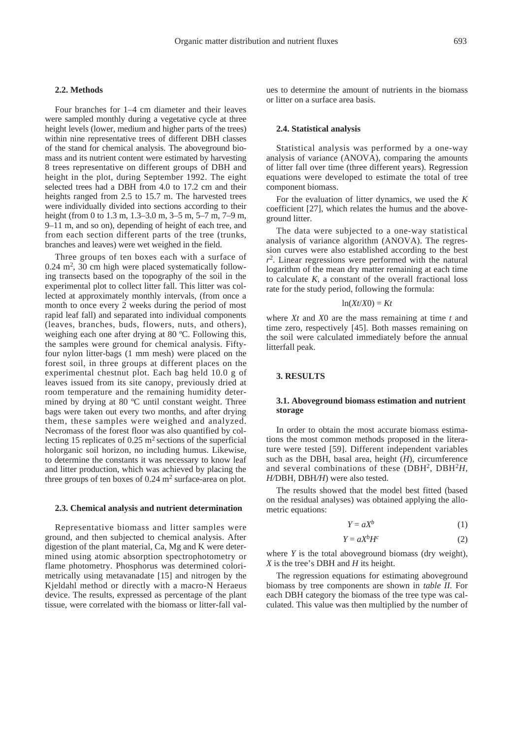### 2.2. Methods

Four branches for 1–4 cm diameter and their leaves were sampled monthly during a vegetative cycle at three height levels (lower, medium and higher parts of the trees) within nine representative trees of different DBH classes of the stand for chemical analysis. The aboveground biomass and its nutrient content were estimated by harvesting 8 trees representative on different groups of DBH and height in the plot, during September 1992. The eight selected trees had a DBH from 4.0 to 17.2 cm and their heights ranged from 2.5 to 15.7 m. The harvested trees were individually divided into sections according to their height (from 0 to 1.3 m, 1.3–3.0 m, 3–5 m, 5–7 m, 7–9 m, 9–11 m, and so on), depending of height of each tree, and from each section different parts of the tree (trunks, branches and leaves) were wet weighed in the field.

Three groups of ten boxes each with a surface of 0.24 $m^2$, 30 cm high were placed systematically following transects based on the topography of the soil in the experimental plot to collect litter fall. This litter was collected at approximately monthly intervals, (from once a month to once every 2 weeks during the period of most rapid leaf fall) and separated into individual components (leaves, branches, buds, flowers, nuts, and others), weighing each one after drying at 80 ºC. Following this, the samples were ground for chemical analysis. Fifty-four nylon litter-bags (1 mm mesh) were placed on the forest soil, in three groups at different places on the experimental chestnut plot. Each bag held 10.0 g of leaves issued from its site canopy, previously dried at room temperature and the remaining humidity determined by drying at 80 ºC until constant weight. Three bags were taken out every two months, and after drying them, these samples were weighed and analyzed. Necromass of the forest floor was also quantified by collecting 15 replicates of 0.25 $m^2$ sections of the superficial holorganic soil horizon, no including humus. Likewise, to determine the constants it was necessary to know leaf and litter production, which was achieved by placing the three groups of ten boxes of 0.24 $m^2$ surface-area on plot.

### 2.3. Chemical analysis and nutrient determination

Representative biomass and litter samples were ground, and then subjected to chemical analysis. After digestion of the plant material, Ca, Mg and K were determined using atomic absorption spectrophotometry or flame photometry. Phosphorus was determined colorimetrically using metavanadate [15] and nitrogen by the Kjeldahl method or directly with a macro-N Heraeus device. The results, expressed as percentage of the plant tissue, were correlated with the biomass or litter-fall values to determine the amount of nutrients in the biomass or litter on a surface area basis.

### 2.4. Statistical analysis

Statistical analysis was performed by a one-way analysis of variance (ANOVA), comparing the amounts of litter fall over time (three different years). Regression equations were developed to estimate the total of tree component biomass.

For the evaluation of litter dynamics, we used the *K* coefficient [27], which relates the humus and the aboveground litter.

The data were subjected to a one-way statistical analysis of variance algorithm (ANOVA). The regression curves were also established according to the best $r^2$. Linear regressions were performed with the natural logarithm of the mean dry matter remaining at each time to calculate *K*, a constant of the overall fractional loss rate for the study period, following the formula:

$$\ln(Xt/X0) = Kt$$

where $Xt$ and $X0$ are the mass remaining at time $t$ and time zero, respectively [45]. Both masses remaining on the soil were calculated immediately before the annual litterfall peak.

## 3. RESULTS

### 3.1. Aboveground biomass estimation and nutrient storage

In order to obtain the most accurate biomass estimations the most common methods proposed in the literature were tested [59]. Different independent variables such as the DBH, basal area, height (*H*), circumference and several combinations of these ($DBH^2$, $DBH^2H$, $H/DBH$, $DBH/H$) were also tested.

The results showed that the model best fitted (based on the residual analyses) was obtained applying the allometric equations:

$$Y = aX^b \quad (1)$$

$$Y = aX^bH^c \quad (2)$$

where *Y* is the total aboveground biomass (dry weight), *X* is the tree's DBH and *H* its height.

The regression equations for estimating aboveground biomass by tree components are shown in *table II.* For each DBH category the biomass of the tree type was calculated. This value was then multiplied by the number of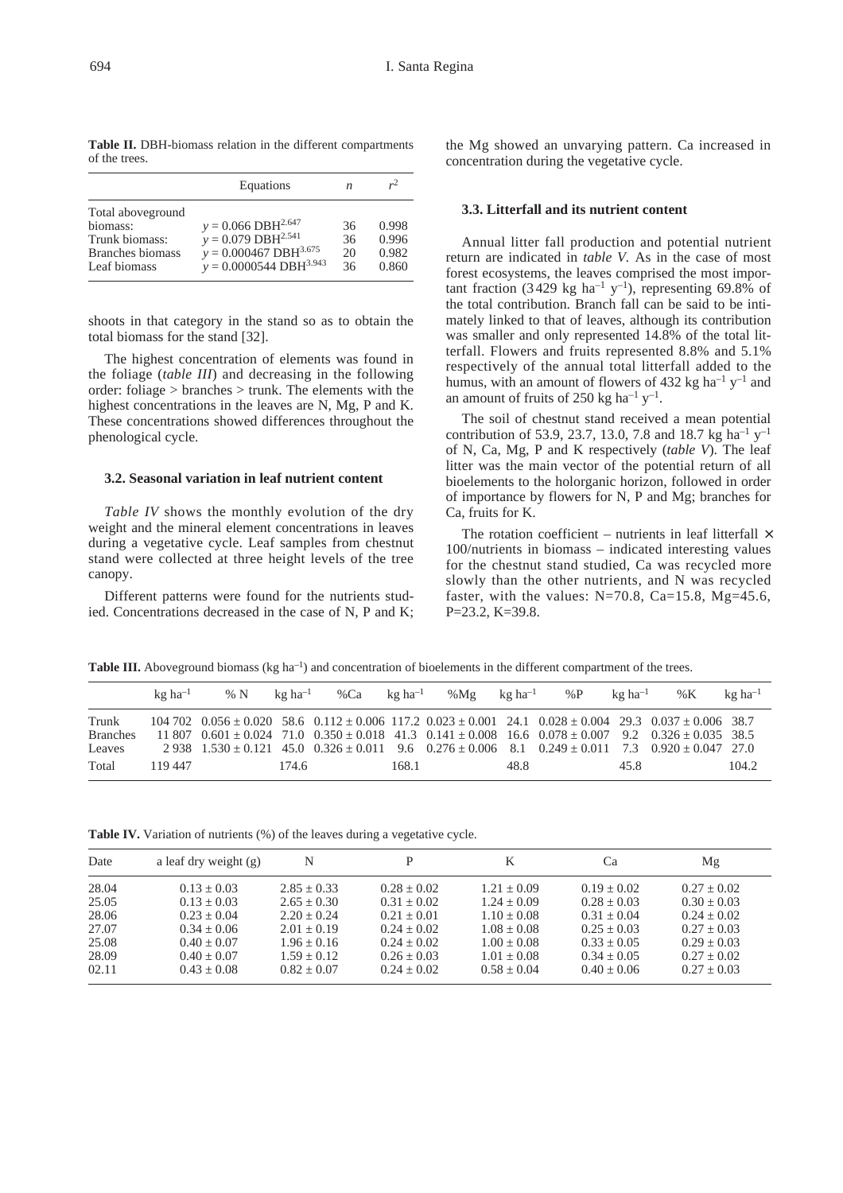**Table II.** DBH-biomass relation in the different compartments of the trees.

| | Equations | $n$ | $r^2$ |
|---|---|---|---|
| Total aboveground biomass: | $y = 0.066\ \text{DBH}^{2.647}$ | 36 | 0.998 |
| Trunk biomass: | $y = 0.079\ \text{DBH}^{2.541}$ | 36 | 0.996 |
| Branches biomass | $y = 0.000467\ \text{DBH}^{3.675}$ | 20 | 0.982 |
| Leaf biomass | $y = 0.0000544\ \text{DBH}^{3.943}$ | 36 | 0.860 |

shoots in that category in the stand so as to obtain the total biomass for the stand [32].

The highest concentration of elements was found in the foliage (*table III*) and decreasing in the following order: foliage > branches > trunk. The elements with the highest concentrations in the leaves are N, Mg, P and K. These concentrations showed differences throughout the phenological cycle.

### 3.2. Seasonal variation in leaf nutrient content

*Table IV* shows the monthly evolution of the dry weight and the mineral element concentrations in leaves during a vegetative cycle. Leaf samples from chestnut stand were collected at three height levels of the tree canopy.

Different patterns were found for the nutrients studied. Concentrations decreased in the case of N, P and K; the Mg showed an unvarying pattern. Ca increased in concentration during the vegetative cycle.

### 3.3. Litterfall and its nutrient content

Annual litter fall production and potential nutrient return are indicated in *table V*. As in the case of most forest ecosystems, the leaves comprised the most important fraction (3429 kg $ha^{-1}$ $y^{-1}$), representing 69.8% of the total contribution. Branch fall can be said to be intimately linked to that of leaves, although its contribution was smaller and only represented 14.8% of the total litterfall. Flowers and fruits represented 8.8% and 5.1% respectively of the annual total litterfall added to the humus, with an amount of flowers of 432 kg $ha^{-1}$ $y^{-1}$ and an amount of fruits of 250 kg $ha^{-1}$ $y^{-1}$.

The soil of chestnut stand received a mean potential contribution of 53.9, 23.7, 13.0, 7.8 and 18.7 kg $ha^{-1}$ $y^{-1}$ of N, Ca, Mg, P and K respectively (*table V*). The leaf litter was the main vector of the potential return of all bioelements to the hologranic horizon, followed in order of importance by flowers for N, P and Mg; branches for Ca, fruits for K.

The rotation coefficient – nutrients in leaf litterfall × 100/nutrients in biomass – indicated interesting values for the chestnut stand studied, Ca was recycled more slowly than the other nutrients, and N was recycled faster, with the values: N=70.8, Ca=15.8, Mg=45.6, P=23.2, K=39.8.

**Table III.** Aboveground biomass (kg $ha^{-1}$) and concentration of bioelements in the different compartment of the trees.

| | kg $ha^{-1}$ | % N | kg $ha^{-1}$ | %Ca | kg $ha^{-1}$ | %Mg | kg $ha^{-1}$ | %P | kg $ha^{-1}$ | %K | kg $ha^{-1}$ |
|---|---|---|---|---|---|---|---|---|---|---|---|
| Trunk | 104 702 | 0.056 ± 0.020 | 58.6 | 0.112 ± 0.006 | 117.2 | 0.023 ± 0.001 | 24.1 | 0.028 ± 0.004 | 29.3 | 0.037 ± 0.006 | 38.7 |
| Branches | 11 807 | 0.601 ± 0.024 | 71.0 | 0.350 ± 0.018 | 41.3 | 0.141 ± 0.008 | 16.6 | 0.078 ± 0.007 | 9.2 | 0.326 ± 0.035 | 38.5 |
| Leaves | 2 938 | 1.530 ± 0.121 | 45.0 | 0.326 ± 0.011 | 9.6 | 0.276 ± 0.006 | 8.1 | 0.249 ± 0.011 | 7.3 | 0.920 ± 0.047 | 27.0 |
| Total | 119 447 | | 174.6 | | 168.1 | | 48.8 | | 45.8 | | 104.2 |

**Table IV.** Variation of nutrients (%) of the leaves during a vegetative cycle.

| Date | a leaf dry weight (g) | N | P | K | Ca | Mg |
|---|---|---|---|---|---|---|
| 28.04 | 0.13 ± 0.03 | 2.85 ± 0.33 | 0.28 ± 0.02 | 1.21 ± 0.09 | 0.19 ± 0.02 | 0.27 ± 0.02 |
| 25.05 | 0.13 ± 0.03 | 2.65 ± 0.30 | 0.31 ± 0.02 | 1.24 ± 0.09 | 0.28 ± 0.03 | 0.30 ± 0.03 |
| 28.06 | 0.23 ± 0.04 | 2.20 ± 0.24 | 0.21 ± 0.01 | 1.10 ± 0.08 | 0.31 ± 0.04 | 0.24 ± 0.02 |
| 27.07 | 0.34 ± 0.06 | 2.01 ± 0.19 | 0.24 ± 0.02 | 1.08 ± 0.08 | 0.25 ± 0.03 | 0.27 ± 0.03 |
| 25.08 | 0.40 ± 0.07 | 1.96 ± 0.16 | 0.24 ± 0.02 | 1.00 ± 0.08 | 0.33 ± 0.05 | 0.29 ± 0.03 |
| 28.09 | 0.40 ± 0.07 | 1.59 ± 0.12 | 0.26 ± 0.03 | 1.01 ± 0.08 | 0.34 ± 0.05 | 0.27 ± 0.02 |
| 02.11 | 0.43 ± 0.08 | 0.82 ± 0.07 | 0.24 ± 0.02 | 0.58 ± 0.04 | 0.40 ± 0.06 | 0.27 ± 0.03 |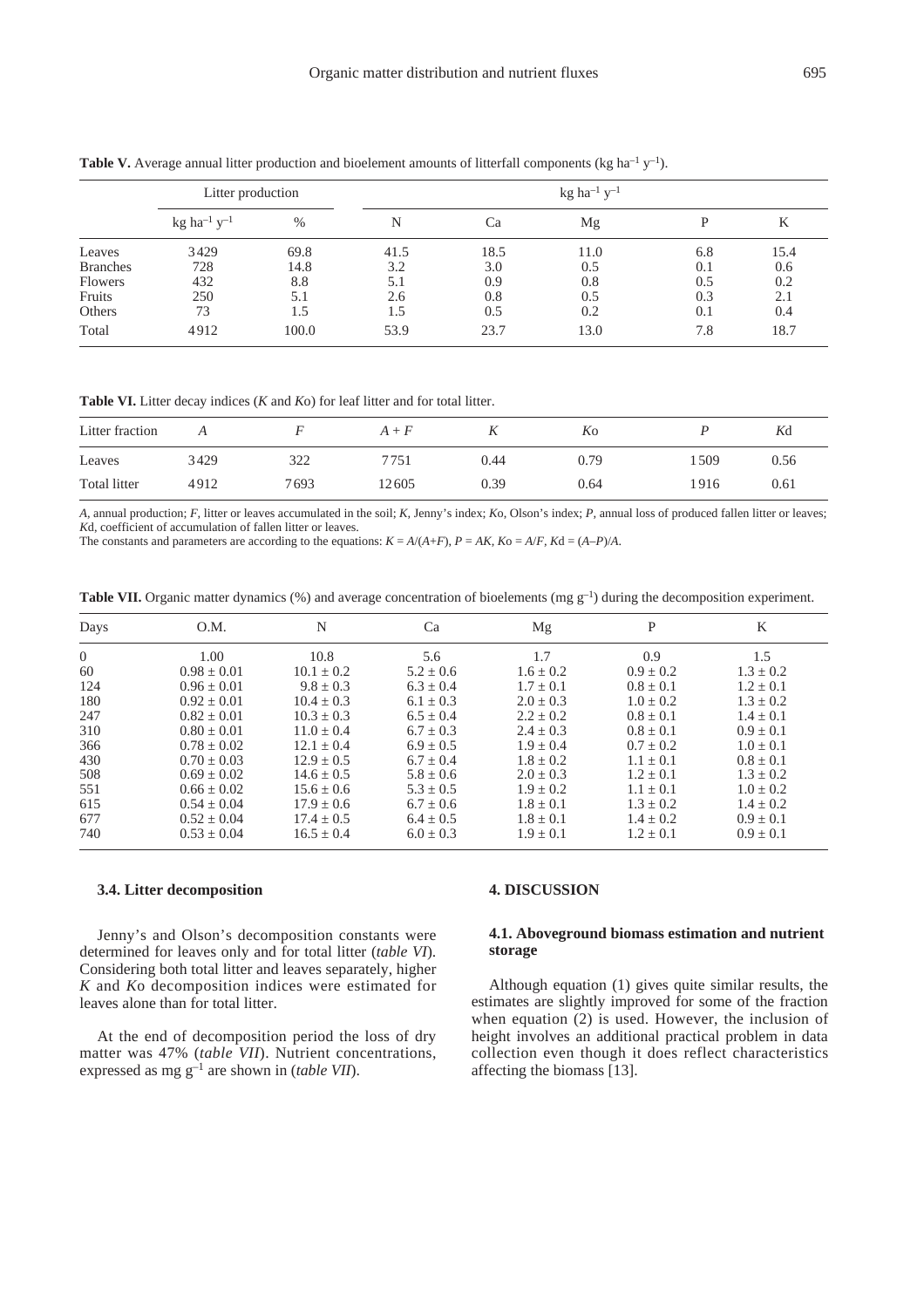**Table V.** Average annual litter production and bioelement amounts of litterfall components (kg ha$^{-1}$ y$^{-1}$).

| | Litter production | | kg ha$^{-1}$ y$^{-1}$ | | | | |
|---|---|---|---|---|---|---|---|
| | kg ha$^{-1}$ y$^{-1}$ | % | N | Ca | Mg | P | K |
| Leaves | 3429 | 69.8 | 41.5 | 18.5 | 11.0 | 6.8 | 15.4 |
| Branches | 728 | 14.8 | 3.2 | 3.0 | 0.5 | 0.1 | 0.6 |
| Flowers | 432 | 8.8 | 5.1 | 0.9 | 0.8 | 0.5 | 0.2 |
| Fruits | 250 | 5.1 | 2.6 | 0.8 | 0.5 | 0.3 | 2.1 |
| Others | 73 | 1.5 | 1.5 | 0.5 | 0.2 | 0.1 | 0.4 |
| Total | 4912 | 100.0 | 53.9 | 23.7 | 13.0 | 7.8 | 18.7 |

**Table VI.** Litter decay indices ($K$ and $K$o) for leaf litter and for total litter.

| Litter fraction | $A$ | $F$ | $A + F$ | $K$ | $K$o | $P$ | $K$d |
|---|---|---|---|---|---|---|---|
| Leaves | 3429 | 322 | 7751 | 0.44 | 0.79 | 1509 | 0.56 |
| Total litter | 4912 | 7693 | 12605 | 0.39 | 0.64 | 1916 | 0.61 |

$A$, annual production; $F$, litter or leaves accumulated in the soil; $K$, Jenny's index; $K$o, Olson's index; $P$, annual loss of produced fallen litter or leaves; $K$d, coefficient of accumulation of fallen litter or leaves.
The constants and parameters are according to the equations: $K = A/(A+F)$, $P = AK$, $Ko = A/F$, $Kd = (A–P)/A$.

**Table VII.** Organic matter dynamics (%) and average concentration of bioelements (mg g$^{-1}$) during the decomposition experiment.

| Days | O.M. | N | Ca | Mg | P | K |
|---|---|---|---|---|---|---|
| 0 | 1.00 | 10.8 | 5.6 | 1.7 | 0.9 | 1.5 |
| 60 | 0.98 ± 0.01 | 10.1 ± 0.2 | 5.2 ± 0.6 | 1.6 ± 0.2 | 0.9 ± 0.2 | 1.3 ± 0.2 |
| 124 | 0.96 ± 0.01 | 9.8 ± 0.3 | 6.3 ± 0.4 | 1.7 ± 0.1 | 0.8 ± 0.1 | 1.2 ± 0.1 |
| 180 | 0.92 ± 0.01 | 10.4 ± 0.3 | 6.1 ± 0.3 | 2.0 ± 0.3 | 1.0 ± 0.2 | 1.3 ± 0.2 |
| 247 | 0.82 ± 0.01 | 10.3 ± 0.3 | 6.5 ± 0.4 | 2.2 ± 0.2 | 0.8 ± 0.1 | 1.4 ± 0.1 |
| 310 | 0.80 ± 0.01 | 11.0 ± 0.4 | 6.7 ± 0.3 | 2.4 ± 0.3 | 0.8 ± 0.1 | 0.9 ± 0.1 |
| 366 | 0.78 ± 0.02 | 12.1 ± 0.4 | 6.9 ± 0.5 | 1.9 ± 0.4 | 0.7 ± 0.2 | 1.0 ± 0.1 |
| 430 | 0.70 ± 0.03 | 12.9 ± 0.5 | 6.7 ± 0.4 | 1.8 ± 0.2 | 1.1 ± 0.1 | 0.8 ± 0.1 |
| 508 | 0.69 ± 0.02 | 14.6 ± 0.5 | 5.8 ± 0.6 | 2.0 ± 0.3 | 1.2 ± 0.1 | 1.3 ± 0.2 |
| 551 | 0.66 ± 0.02 | 15.6 ± 0.6 | 5.3 ± 0.5 | 1.9 ± 0.2 | 1.1 ± 0.1 | 1.0 ± 0.2 |
| 615 | 0.54 ± 0.04 | 17.9 ± 0.6 | 6.7 ± 0.6 | 1.8 ± 0.1 | 1.3 ± 0.2 | 1.4 ± 0.2 |
| 677 | 0.52 ± 0.04 | 17.4 ± 0.5 | 6.4 ± 0.5 | 1.8 ± 0.1 | 1.4 ± 0.2 | 0.9 ± 0.1 |
| 740 | 0.53 ± 0.04 | 16.5 ± 0.4 | 6.0 ± 0.3 | 1.9 ± 0.1 | 1.2 ± 0.1 | 0.9 ± 0.1 |

### 3.4. Litter decomposition

Jenny's and Olson's decomposition constants were determined for leaves only and for total litter (*table VI*). Considering both total litter and leaves separately, higher $K$ and $K$o decomposition indices were estimated for leaves alone than for total litter.

At the end of decomposition period the loss of dry matter was 47% (*table VII*). Nutrient concentrations, expressed as mg g$^{-1}$ are shown in (*table VII*).

## 4. DISCUSSION

### 4.1. Aboveground biomass estimation and nutrient storage

Although equation (1) gives quite similar results, the estimates are slightly improved for some of the fraction when equation (2) is used. However, the inclusion of height involves an additional practical problem in data collection even though it does reflect characteristics affecting the biomass [13].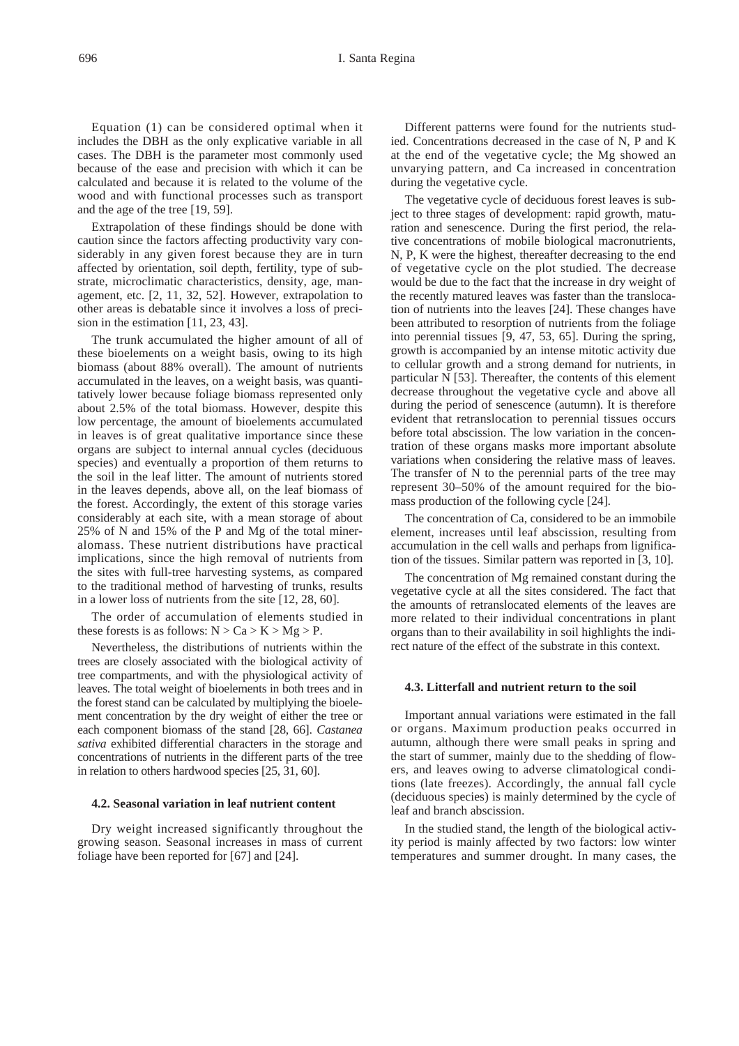Equation (1) can be considered optimal when it includes the DBH as the only explicative variable in all cases. The DBH is the parameter most commonly used because of the ease and precision with which it can be calculated and because it is related to the volume of the wood and with functional processes such as transport and the age of the tree [19, 59].

Extrapolation of these findings should be done with caution since the factors affecting productivity vary considerably in any given forest because they are in turn affected by orientation, soil depth, fertility, type of substrate, microclimatic characteristics, density, age, management, etc. [2, 11, 32, 52]. However, extrapolation to other areas is debatable since it involves a loss of precision in the estimation [11, 23, 43].

The trunk accumulated the higher amount of all of these bioelements on a weight basis, owing to its high biomass (about 88% overall). The amount of nutrients accumulated in the leaves, on a weight basis, was quantitatively lower because foliage biomass represented only about 2.5% of the total biomass. However, despite this low percentage, the amount of bioelements accumulated in leaves is of great qualitative importance since these organs are subject to internal annual cycles (deciduous species) and eventually a proportion of them returns to the soil in the leaf litter. The amount of nutrients stored in the leaves depends, above all, on the leaf biomass of the forest. Accordingly, the extent of this storage varies considerably at each site, with a mean storage of about 25% of N and 15% of the P and Mg of the total mineralomass. These nutrient distributions have practical implications, since the high removal of nutrients from the sites with full-tree harvesting systems, as compared to the traditional method of harvesting of trunks, results in a lower loss of nutrients from the site [12, 28, 60].

The order of accumulation of elements studied in these forests is as follows: N > Ca > K > Mg > P.

Nevertheless, the distributions of nutrients within the trees are closely associated with the biological activity of tree compartments, and with the physiological activity of leaves. The total weight of bioelements in both trees and in the forest stand can be calculated by multiplying the bioelement concentration by the dry weight of either the tree or each component biomass of the stand [28, 66]. *Castanea sativa* exhibited differential characters in the storage and concentrations of nutrients in the different parts of the tree in relation to others hardwood species [25, 31, 60].

### 4.2. Seasonal variation in leaf nutrient content

Dry weight increased significantly throughout the growing season. Seasonal increases in mass of current foliage have been reported for [67] and [24].

Different patterns were found for the nutrients studied. Concentrations decreased in the case of N, P and K at the end of the vegetative cycle; the Mg showed an unvarying pattern, and Ca increased in concentration during the vegetative cycle.

The vegetative cycle of deciduous forest leaves is subject to three stages of development: rapid growth, maturation and senescence. During the first period, the relative concentrations of mobile biological macronutrients, N, P, K were the highest, thereafter decreasing to the end of vegetative cycle on the plot studied. The decrease would be due to the fact that the increase in dry weight of the recently matured leaves was faster than the translocation of nutrients into the leaves [24]. These changes have been attributed to resorption of nutrients from the foliage into perennial tissues [9, 47, 53, 65]. During the spring, growth is accompanied by an intense mitotic activity due to cellular growth and a strong demand for nutrients, in particular N [53]. Thereafter, the contents of this element decrease throughout the vegetative cycle and above all during the period of senescence (autumn). It is therefore evident that retranslocation to perennial tissues occurs before total abscission. The low variation in the concentration of these organs masks more important absolute variations when considering the relative mass of leaves. The transfer of N to the perennial parts of the tree may represent 30–50% of the amount required for the biomass production of the following cycle [24].

The concentration of Ca, considered to be an immobile element, increases until leaf abscission, resulting from accumulation in the cell walls and perhaps from lignification of the tissues. Similar pattern was reported in [3, 10].

The concentration of Mg remained constant during the vegetative cycle at all the sites considered. The fact that the amounts of retranslocated elements of the leaves are more related to their individual concentrations in plant organs than to their availability in soil highlights the indirect nature of the effect of the substrate in this context.

### 4.3. Litterfall and nutrient return to the soil

Important annual variations were estimated in the fall or organs. Maximum production peaks occurred in autumn, although there were small peaks in spring and the start of summer, mainly due to the shedding of flowers, and leaves owing to adverse climatological conditions (late freezes). Accordingly, the annual fall cycle (deciduous species) is mainly determined by the cycle of leaf and branch abscission.

In the studied stand, the length of the biological activity period is mainly affected by two factors: low winter temperatures and summer drought. In many cases, the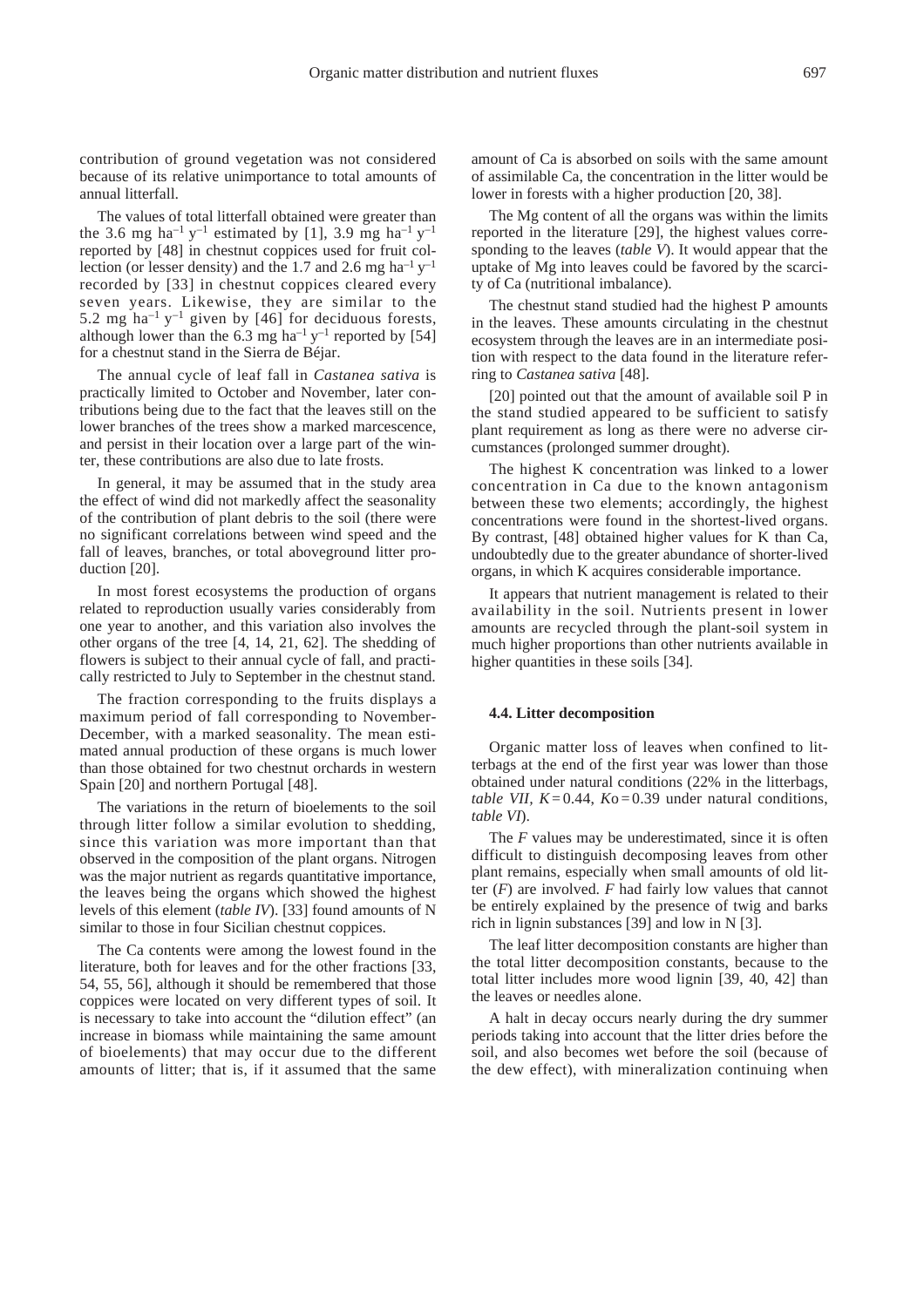contribution of ground vegetation was not considered because of its relative unimportance to total amounts of annual litterfall.

The values of total litterfall obtained were greater than the 3.6 mg $ha^{-1}$ $y^{-1}$ estimated by [1], 3.9 mg $ha^{-1}$ $y^{-1}$ reported by [48] in chestnut coppices used for fruit collection (or lesser density) and the 1.7 and 2.6 mg $ha^{-1}$ $y^{-1}$ recorded by [33] in chestnut coppices cleared every seven years. Likewise, they are similar to the 5.2 mg $ha^{-1}$ $y^{-1}$ given by [46] for deciduous forests, although lower than the 6.3 mg $ha^{-1}$ $y^{-1}$ reported by [54] for a chestnut stand in the Sierra de Béjar.

The annual cycle of leaf fall in *Castanea sativa* is practically limited to October and November, later contributions being due to the fact that the leaves still on the lower branches of the trees show a marked marcescence, and persist in their location over a large part of the winter, these contributions are also due to late frosts.

In general, it may be assumed that in the study area the effect of wind did not markedly affect the seasonality of the contribution of plant debris to the soil (there were no significant correlations between wind speed and the fall of leaves, branches, or total aboveground litter production [20].

In most forest ecosystems the production of organs related to reproduction usually varies considerably from one year to another, and this variation also involves the other organs of the tree [4, 14, 21, 62]. The shedding of flowers is subject to their annual cycle of fall, and practically restricted to July to September in the chestnut stand.

The fraction corresponding to the fruits displays a maximum period of fall corresponding to November-December, with a marked seasonality. The mean estimated annual production of these organs is much lower than those obtained for two chestnut orchards in western Spain [20] and northern Portugal [48].

The variations in the return of bioelements to the soil through litter follow a similar evolution to shedding, since this variation was more important than that observed in the composition of the plant organs. Nitrogen was the major nutrient as regards quantitative importance, the leaves being the organs which showed the highest levels of this element (*table IV*). [33] found amounts of N similar to those in four Sicilian chestnut coppices.

The Ca contents were among the lowest found in the literature, both for leaves and for the other fractions [33, 54, 55, 56], although it should be remembered that those coppices were located on very different types of soil. It is necessary to take into account the "dilution effect" (an increase in biomass while maintaining the same amount of bioelements) that may occur due to the different amounts of litter; that is, if it assumed that the same amount of Ca is absorbed on soils with the same amount of assimilable Ca, the concentration in the litter would be lower in forests with a higher production [20, 38].

The Mg content of all the organs was within the limits reported in the literature [29], the highest values corresponding to the leaves (*table V*). It would appear that the uptake of Mg into leaves could be favored by the scarcity of Ca (nutritional imbalance).

The chestnut stand studied had the highest P amounts in the leaves. These amounts circulating in the chestnut ecosystem through the leaves are in an intermediate position with respect to the data found in the literature referring to *Castanea sativa* [48].

[20] pointed out that the amount of available soil P in the stand studied appeared to be sufficient to satisfy plant requirement as long as there were no adverse circumstances (prolonged summer drought).

The highest K concentration was linked to a lower concentration in Ca due to the known antagonism between these two elements; accordingly, the highest concentrations were found in the shortest-lived organs. By contrast, [48] obtained higher values for K than Ca, undoubtedly due to the greater abundance of shorter-lived organs, in which K acquires considerable importance.

It appears that nutrient management is related to their availability in the soil. Nutrients present in lower amounts are recycled through the plant-soil system in much higher proportions than other nutrients available in higher quantities in these soils [34].

### 4.4. Litter decomposition

Organic matter loss of leaves when confined to litterbags at the end of the first year was lower than those obtained under natural conditions (22% in the litterbags, *table VII*, $K = 0.44$, $Ko = 0.39$ under natural conditions, *table VI*).

The $F$ values may be underestimated, since it is often difficult to distinguish decomposing leaves from other plant remains, especially when small amounts of old litter ($F$) are involved. $F$ had fairly low values that cannot be entirely explained by the presence of twig and barks rich in lignin substances [39] and low in N [3].

The leaf litter decomposition constants are higher than the total litter decomposition constants, because to the total litter includes more wood lignin [39, 40, 42] than the leaves or needles alone.

A halt in decay occurs nearly during the dry summer periods taking into account that the litter dries before the soil, and also becomes wet before the soil (because of the dew effect), with mineralization continuing when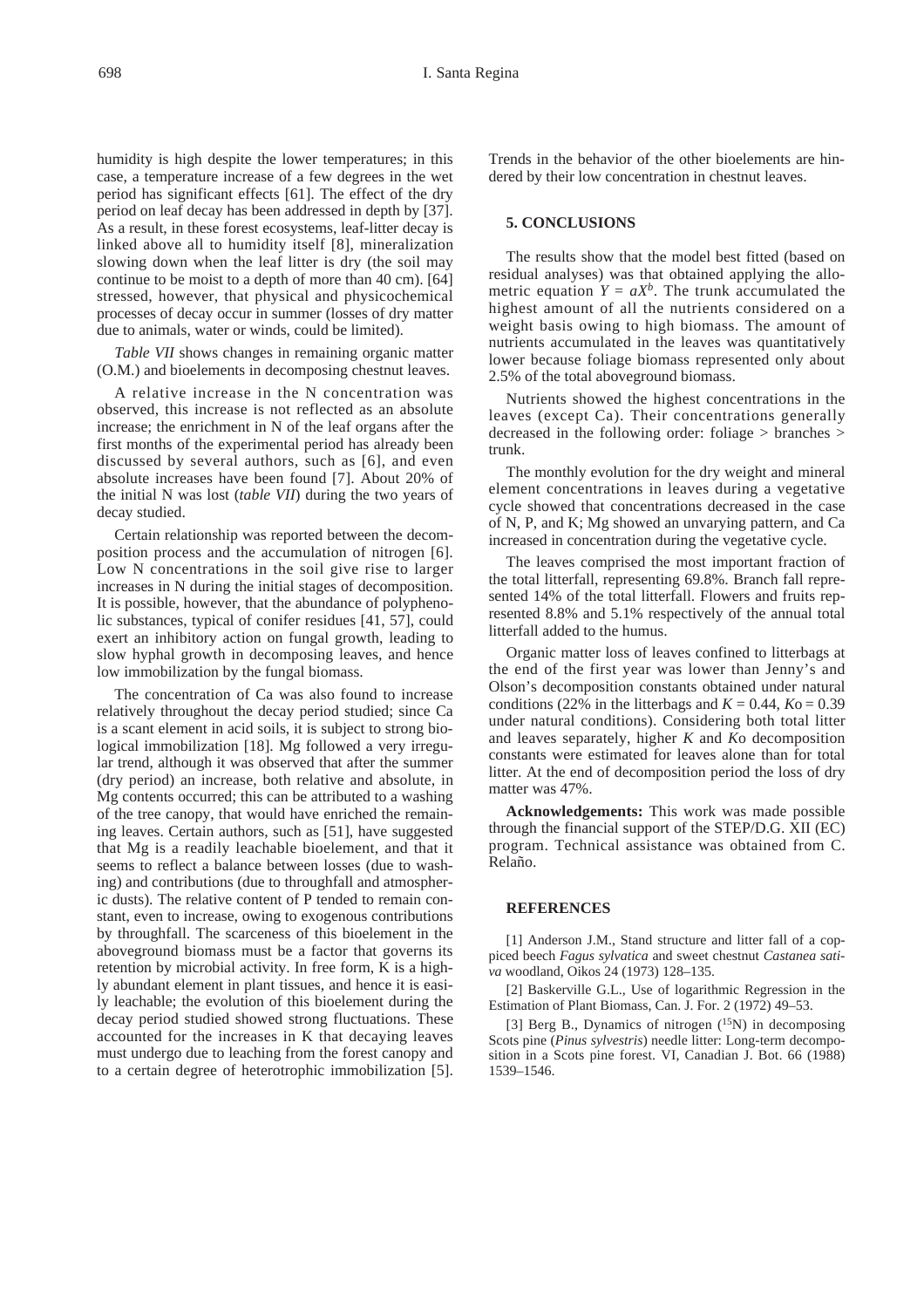humidity is high despite the lower temperatures; in this case, a temperature increase of a few degrees in the wet period has significant effects [61]. The effect of the dry period on leaf decay has been addressed in depth by [37]. As a result, in these forest ecosystems, leaf-litter decay is linked above all to humidity itself [8], mineralization slowing down when the leaf litter is dry (the soil may continue to be moist to a depth of more than 40 cm). [64] stressed, however, that physical and physicochemical processes of decay occur in summer (losses of dry matter due to animals, water or winds, could be limited).

*Table VII* shows changes in remaining organic matter (O.M.) and bioelements in decomposing chestnut leaves.

A relative increase in the N concentration was observed, this increase is not reflected as an absolute increase; the enrichment in N of the leaf organs after the first months of the experimental period has already been discussed by several authors, such as [6], and even absolute increases have been found [7]. About 20% of the initial N was lost (*table VII*) during the two years of decay studied.

Certain relationship was reported between the decomposition process and the accumulation of nitrogen [6]. Low N concentrations in the soil give rise to larger increases in N during the initial stages of decomposition. It is possible, however, that the abundance of polyphenolic substances, typical of conifer residues [41, 57], could exert an inhibitory action on fungal growth, leading to slow hyphal growth in decomposing leaves, and hence low immobilization by the fungal biomass.

The concentration of Ca was also found to increase relatively throughout the decay period studied; since Ca is a scant element in acid soils, it is subject to strong biological immobilization [18]. Mg followed a very irregular trend, although it was observed that after the summer (dry period) an increase, both relative and absolute, in Mg contents occurred; this can be attributed to a washing of the tree canopy, that would have enriched the remaining leaves. Certain authors, such as [51], have suggested that Mg is a readily leachable bioelement, and that it seems to reflect a balance between losses (due to washing) and contributions (due to throughfall and atmospheric dusts). The relative content of P tended to remain constant, even to increase, owing to exogenous contributions by throughfall. The scarceness of this bioelement in the aboveground biomass must be a factor that governs its retention by microbial activity. In free form, K is a highly abundant element in plant tissues, and hence it is easily leachable; the evolution of this bioelement during the decay period studied showed strong fluctuations. These accounted for the increases in K that decaying leaves must undergo due to leaching from the forest canopy and to a certain degree of heterotrophic immobilization [5]. Trends in the behavior of the other bioelements are hindered by their low concentration in chestnut leaves.

## 5. CONCLUSIONS

The results show that the model best fitted (based on residual analyses) was that obtained applying the allometric equation $Y = aX^b$. The trunk accumulated the highest amount of all the nutrients considered on a weight basis owing to high biomass. The amount of nutrients accumulated in the leaves was quantitatively lower because foliage biomass represented only about 2.5% of the total aboveground biomass.

Nutrients showed the highest concentrations in the leaves (except Ca). Their concentrations generally decreased in the following order: foliage > branches > trunk.

The monthly evolution for the dry weight and mineral element concentrations in leaves during a vegetative cycle showed that concentrations decreased in the case of N, P, and K; Mg showed an unvarying pattern, and Ca increased in concentration during the vegetative cycle.

The leaves comprised the most important fraction of the total litterfall, representing 69.8%. Branch fall represented 14% of the total litterfall. Flowers and fruits represented 8.8% and 5.1% respectively of the annual total litterfall added to the humus.

Organic matter loss of leaves confined to litterbags at the end of the first year was lower than Jenny's and Olson's decomposition constants obtained under natural conditions (22% in the litterbags and $K = 0.44$, $Ko = 0.39$ under natural conditions). Considering both total litter and leaves separately, higher $K$ and $Ko$ decomposition constants were estimated for leaves alone than for total litter. At the end of decomposition period the loss of dry matter was 47%.

**Acknowledgements:** This work was made possible through the financial support of the STEP/D.G. XII (EC) program. Technical assistance was obtained from C. Relaño.

## REFERENCES

[1] Anderson J.M., Stand structure and litter fall of a coppiced beech *Fagus sylvatica* and sweet chestnut *Castanea sativa* woodland, Oikos 24 (1973) 128–135.

[2] Baskerville G.L., Use of logarithmic Regression in the Estimation of Plant Biomass, Can. J. For. 2 (1972) 49–53.

[3] Berg B., Dynamics of nitrogen ($^{15}$N) in decomposing Scots pine (*Pinus sylvestris*) needle litter: Long-term decomposition in a Scots pine forest. VI, Canadian J. Bot. 66 (1988) 1539–1546.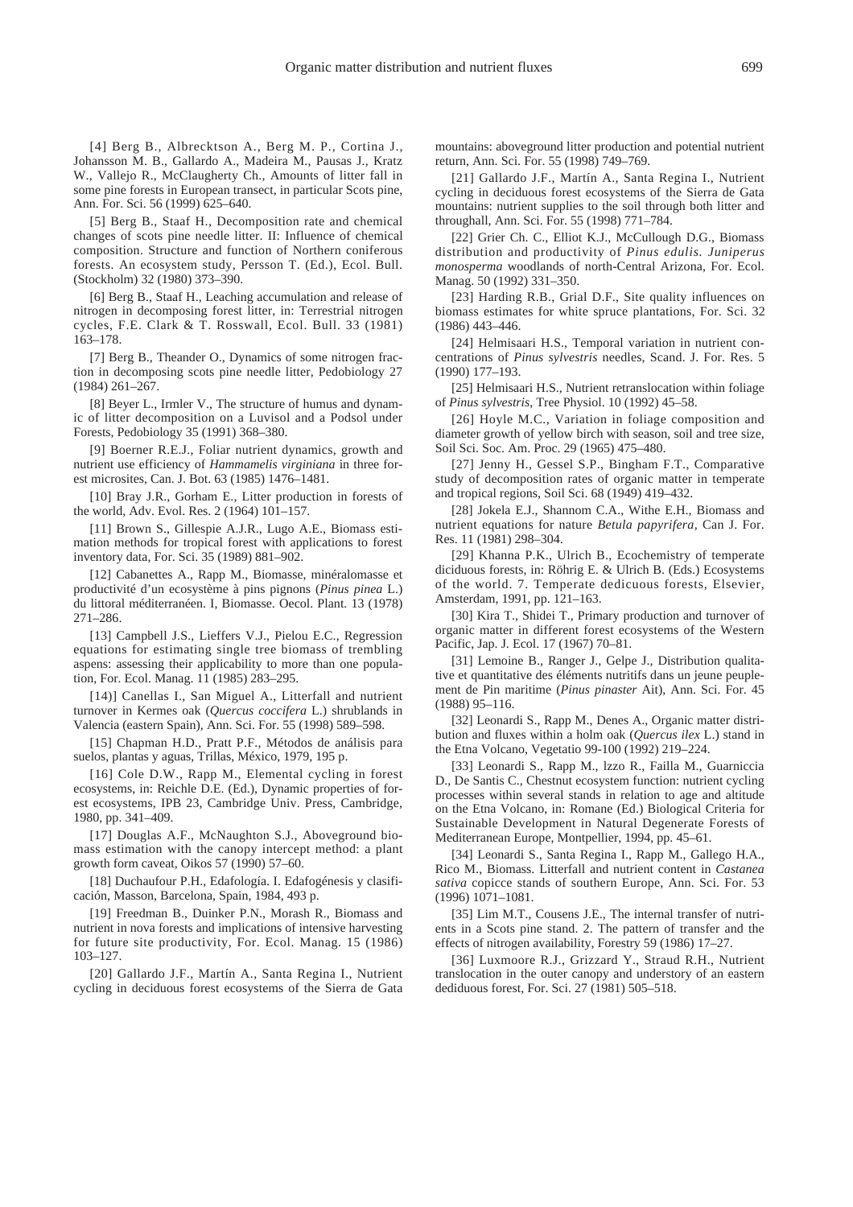[4] Berg B., Albrecktson A., Berg M. P., Cortina J., Johansson M. B., Gallardo A., Madeira M., Pausas J., Kratz W., Vallejo R., McClaugherty Ch., Amounts of litter fall in some pine forests in European transect, in particular Scots pine, Ann. For. Sci. 56 (1999) 625–640.

[5] Berg B., Staaf H., Decomposition rate and chemical changes of scots pine needle litter. II: Influence of chemical composition. Structure and function of Northern coniferous forests. An ecosystem study, Persson T. (Ed.), Ecol. Bull. (Stockholm) 32 (1980) 373–390.

[6] Berg B., Staaf H., Leaching accumulation and release of nitrogen in decomposing forest litter, in: Terrestrial nitrogen cycles, F.E. Clark & T. Rosswall, Ecol. Bull. 33 (1981) 163–178.

[7] Berg B., Theander O., Dynamics of some nitrogen fraction in decomposing scots pine needle litter, Pedobiology 27 (1984) 261–267.

[8] Beyer L., Irmler V., The structure of humus and dynamic of litter decomposition on a Luvisol and a Podsol under Forests, Pedobiology 35 (1991) 368–380.

[9] Boerner R.E.J., Foliar nutrient dynamics, growth and nutrient use efficiency of *Hammamelis virginiana* in three forest microsites, Can. J. Bot. 63 (1985) 1476–1481.

[10] Bray J.R., Gorham E., Litter production in forests of the world, Adv. Evol. Res. 2 (1964) 101–157.

[11] Brown S., Gillespie A.J.R., Lugo A.E., Biomass estimation methods for tropical forest with applications to forest inventory data, For. Sci. 35 (1989) 881–902.

[12] Cabanettes A., Rapp M., Biomasse, minéralomasse et productivité d'un ecosystème à pins pignons (*Pinus pinea* L.) du littoral méditerranéen. I, Biomasse. Oecol. Plant. 13 (1978) 271–286.

[13] Campbell J.S., Lieffers V.J., Pielou E.C., Regression equations for estimating single tree biomass of trembling aspens: assessing their applicability to more than one population, For. Ecol. Manag. 11 (1985) 283–295.

[14)] Canellas I., San Miguel A., Litterfall and nutrient turnover in Kermes oak (*Quercus coccifera* L.) shrublands in Valencia (eastern Spain), Ann. Sci. For. 55 (1998) 589–598.

[15] Chapman H.D., Pratt P.F., Métodos de análisis para suelos, plantas y aguas, Trillas, México, 1979, 195 p.

[16] Cole D.W., Rapp M., Elemental cycling in forest ecosystems, in: Reichle D.E. (Ed.), Dynamic properties of forest ecosystems, IPB 23, Cambridge Univ. Press, Cambridge, 1980, pp. 341–409.

[17] Douglas A.F., McNaughton S.J., Aboveground biomass estimation with the canopy intercept method: a plant growth form caveat, Oikos 57 (1990) 57–60.

[18] Duchaufour P.H., Edafología. I. Edafogénesis y clasificación, Masson, Barcelona, Spain, 1984, 493 p.

[19] Freedman B., Duinker P.N., Morash R., Biomass and nutrient in nova forests and implications of intensive harvesting for future site productivity, For. Ecol. Manag. 15 (1986) 103–127.

[20] Gallardo J.F., Martín A., Santa Regina I., Nutrient cycling in deciduous forest ecosystems of the Sierra de Gata mountains: aboveground litter production and potential nutrient return, Ann. Sci. For. 55 (1998) 749–769.

[21] Gallardo J.F., Martín A., Santa Regina I., Nutrient cycling in deciduous forest ecosystems of the Sierra de Gata mountains: nutrient supplies to the soil through both litter and throughall, Ann. Sci. For. 55 (1998) 771–784.

[22] Grier Ch. C., Elliot K.J., McCullough D.G., Biomass distribution and productivity of *Pinus edulis. Juniperus monosperma* woodlands of north-Central Arizona, For. Ecol. Manag. 50 (1992) 331–350.

[23] Harding R.B., Grial D.F., Site quality influences on biomass estimates for white spruce plantations, For. Sci. 32 (1986) 443–446.

[24] Helmisaari H.S., Temporal variation in nutrient concentrations of *Pinus sylvestris* needles, Scand. J. For. Res. 5 (1990) 177–193.

[25] Helmisaari H.S., Nutrient retranslocation within foliage of *Pinus sylvestris*, Tree Physiol. 10 (1992) 45–58.

[26] Hoyle M.C., Variation in foliage composition and diameter growth of yellow birch with season, soil and tree size, Soil Sci. Soc. Am. Proc. 29 (1965) 475–480.

[27] Jenny H., Gessel S.P., Bingham F.T., Comparative study of decomposition rates of organic matter in temperate and tropical regions, Soil Sci. 68 (1949) 419–432.

[28] Jokela E.J., Shannom C.A., Withe E.H., Biomass and nutrient equations for nature *Betula papyrifera*, Can J. For. Res. 11 (1981) 298–304.

[29] Khanna P.K., Ulrich B., Ecochemistry of temperate diciduous forests, in: Röhrig E. & Ulrich B. (Eds.) Ecosystems of the world. 7. Temperate dedicuous forests, Elsevier, Amsterdam, 1991, pp. 121–163.

[30] Kira T., Shidei T., Primary production and turnover of organic matter in different forest ecosystems of the Western Pacific, Jap. J. Ecol. 17 (1967) 70–81.

[31] Lemoine B., Ranger J., Gelpe J., Distribution qualitative et quantitative des éléments nutritifs dans un jeune peuplement de Pin maritime (*Pinus pinaster* Ait), Ann. Sci. For. 45 (1988) 95–116.

[32] Leonardi S., Rapp M., Denes A., Organic matter distribution and fluxes within a holm oak (*Quercus ilex* L.) stand in the Etna Volcano, Vegetatio 99-100 (1992) 219–224.

[33] Leonardi S., Rapp M., lzzo R., Failla M., Guarniccia D., De Santis C., Chestnut ecosystem function: nutrient cycling processes within several stands in relation to age and altitude on the Etna Volcano, in: Romane (Ed.) Biological Criteria for Sustainable Development in Natural Degenerate Forests of Mediterranean Europe, Montpellier, 1994, pp. 45–61.

[34] Leonardi S., Santa Regina I., Rapp M., Gallego H.A., Rico M., Biomass. Litterfall and nutrient content in *Castanea sativa* copicce stands of southern Europe, Ann. Sci. For. 53 (1996) 1071–1081.

[35] Lim M.T., Cousens J.E., The internal transfer of nutrients in a Scots pine stand. 2. The pattern of transfer and the effects of nitrogen availability, Forestry 59 (1986) 17–27.

[36] Luxmoore R.J., Grizzard Y., Straud R.H., Nutrient translocation in the outer canopy and understory of an eastern dediduous forest, For. Sci. 27 (1981) 505–518.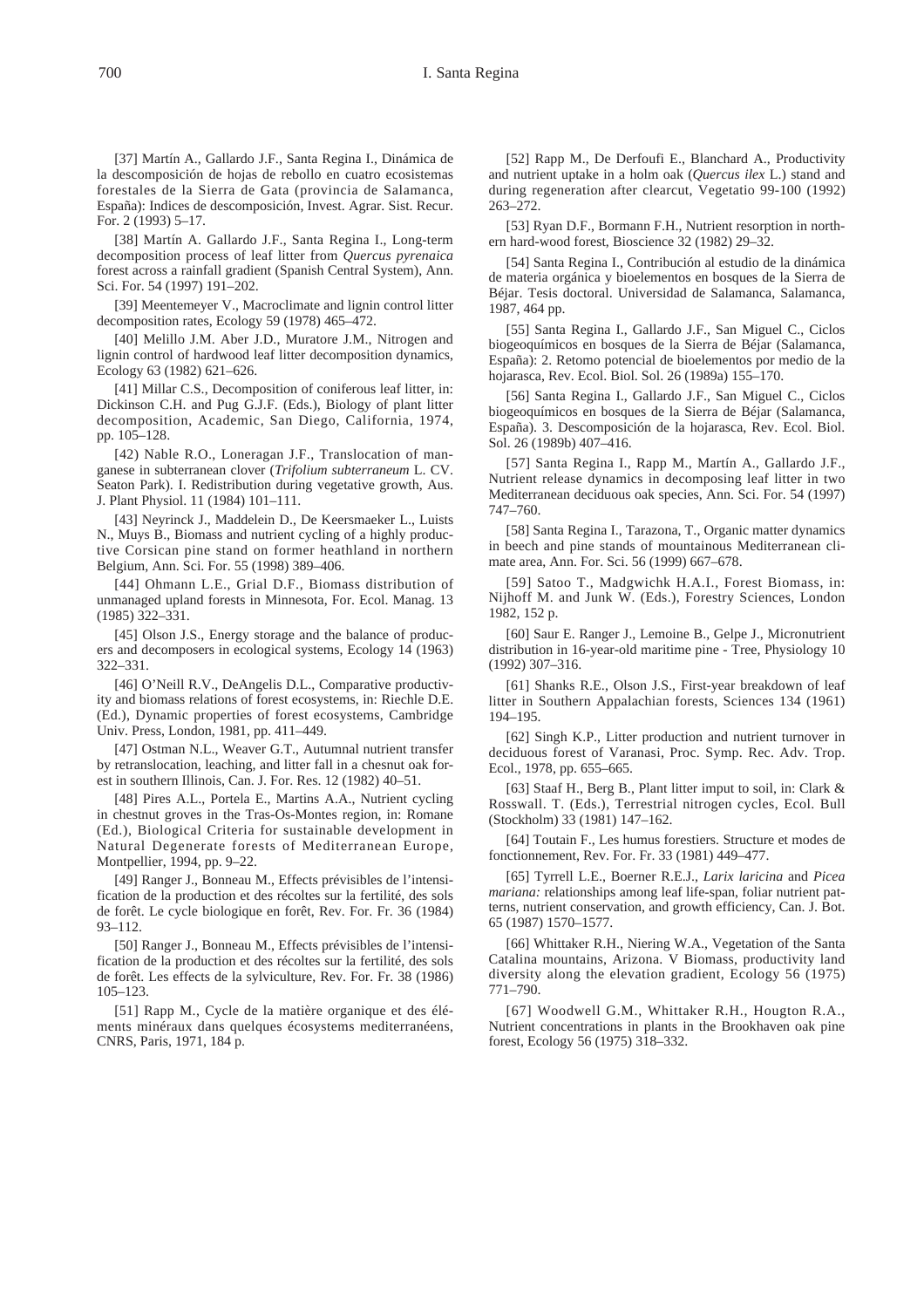[37] Martín A., Gallardo J.F., Santa Regina I., Dinámica de la descomposición de hojas de rebollo en cuatro ecosistemas forestales de la Sierra de Gata (provincia de Salamanca, España): Indices de descomposición, Invest. Agrar. Sist. Recur. For. 2 (1993) 5–17.

[38] Martín A. Gallardo J.F., Santa Regina I., Long-term decomposition process of leaf litter from *Quercus pyrenaica* forest across a rainfall gradient (Spanish Central System), Ann. Sci. For. 54 (1997) 191–202.

[39] Meentemeyer V., Macroclimate and lignin control litter decomposition rates, Ecology 59 (1978) 465–472.

[40] Melillo J.M. Aber J.D., Muratore J.M., Nitrogen and lignin control of hardwood leaf litter decomposition dynamics, Ecology 63 (1982) 621–626.

[41] Millar C.S., Decomposition of coniferous leaf litter, in: Dickinson C.H. and Pug G.J.F. (Eds.), Biology of plant litter decomposition, Academic, San Diego, California, 1974, pp. 105–128.

[42] Nable R.O., Loneragan J.F., Translocation of manganese in subterranean clover (*Trifolium subterraneum* L. CV. Seaton Park). I. Redistribution during vegetative growth, Aus. J. Plant Physiol. 11 (1984) 101–111.

[43] Neyrinck J., Maddelein D., De Keersmaeker L., Luists N., Muys B., Biomass and nutrient cycling of a highly productive Corsican pine stand on former heathland in northern Belgium, Ann. Sci. For. 55 (1998) 389–406.

[44] Ohmann L.E., Grial D.F., Biomass distribution of unmanaged upland forests in Minnesota, For. Ecol. Manag. 13 (1985) 322–331.

[45] Olson J.S., Energy storage and the balance of producers and decomposers in ecological systems, Ecology 14 (1963) 322–331.

[46] O'Neill R.V., DeAngelis D.L., Comparative productivity and biomass relations of forest ecosystems, in: Riechle D.E. (Ed.), Dynamic properties of forest ecosystems, Cambridge Univ. Press, London, 1981, pp. 411–449.

[47] Ostman N.L., Weaver G.T., Autumnal nutrient transfer by retranslocation, leaching, and litter fall in a chesnut oak forest in southern Illinois, Can. J. For. Res. 12 (1982) 40–51.

[48] Pires A.L., Portela E., Martins A.A., Nutrient cycling in chestnut groves in the Tras-Os-Montes region, in: Romane (Ed.), Biological Criteria for sustainable development in Natural Degenerate forests of Mediterranean Europe, Montpellier, 1994, pp. 9–22.

[49] Ranger J., Bonneau M., Effects prévisibles de l'intensification de la production et des récoltes sur la fertilité, des sols de forêt. Le cycle biologique en forêt, Rev. For. Fr. 36 (1984) 93–112.

[50] Ranger J., Bonneau M., Effects prévisibles de l'intensification de la production et des récoltes sur la fertilité, des sols de forêt. Les effects de la sylviculture, Rev. For. Fr. 38 (1986) 105–123.

[51] Rapp M., Cycle de la matière organique et des éléments minéraux dans quelques écosystems mediterranéens, CNRS, Paris, 1971, 184 p.

[52] Rapp M., De Derfoufi E., Blanchard A., Productivity and nutrient uptake in a holm oak (*Quercus ilex* L.) stand and during regeneration after clearcut, Vegetatio 99-100 (1992) 263–272.

[53] Ryan D.F., Bormann F.H., Nutrient resorption in northern hard-wood forest, Bioscience 32 (1982) 29–32.

[54] Santa Regina I., Contribución al estudio de la dinámica de materia orgánica y bioelementos en bosques de la Sierra de Béjar. Tesis doctoral. Universidad de Salamanca, Salamanca, 1987, 464 pp.

[55] Santa Regina I., Gallardo J.F., San Miguel C., Ciclos biogeoquímicos en bosques de la Sierra de Béjar (Salamanca, España): 2. Retomo potencial de bioelementos por medio de la hojarasca, Rev. Ecol. Biol. Sol. 26 (1989a) 155–170.

[56] Santa Regina I., Gallardo J.F., San Miguel C., Ciclos biogeoquímicos en bosques de la Sierra de Béjar (Salamanca, España). 3. Descomposición de la hojarasca, Rev. Ecol. Biol. Sol. 26 (1989b) 407–416.

[57] Santa Regina I., Rapp M., Martín A., Gallardo J.F., Nutrient release dynamics in decomposing leaf litter in two Mediterranean deciduous oak species, Ann. Sci. For. 54 (1997) 747–760.

[58] Santa Regina I., Tarazona, T., Organic matter dynamics in beech and pine stands of mountainous Mediterranean climate area, Ann. For. Sci. 56 (1999) 667–678.

[59] Satoo T., Madgwichk H.A.I., Forest Biomass, in: Nijhoff M. and Junk W. (Eds.), Forestry Sciences, London 1982, 152 p.

[60] Saur E. Ranger J., Lemoine B., Gelpe J., Micronutrient distribution in 16-year-old maritime pine - Tree, Physiology 10 (1992) 307–316.

[61] Shanks R.E., Olson J.S., First-year breakdown of leaf litter in Southern Appalachian forests, Sciences 134 (1961) 194–195.

[62] Singh K.P., Litter production and nutrient turnover in deciduous forest of Varanasi, Proc. Symp. Rec. Adv. Trop. Ecol., 1978, pp. 655–665.

[63] Staaf H., Berg B., Plant litter imput to soil, in: Clark & Rosswall. T. (Eds.), Terrestrial nitrogen cycles, Ecol. Bull (Stockholm) 33 (1981) 147–162.

[64] Toutain F., Les humus forestiers. Structure et modes de fonctionnement, Rev. For. Fr. 33 (1981) 449–477.

[65] Tyrrell L.E., Boerner R.E.J., *Larix laricina* and *Picea mariana:* relationships among leaf life-span, foliar nutrient patterns, nutrient conservation, and growth efficiency, Can. J. Bot. 65 (1987) 1570–1577.

[66] Whittaker R.H., Niering W.A., Vegetation of the Santa Catalina mountains, Arizona. V Biomass, productivity land diversity along the elevation gradient, Ecology 56 (1975) 771–790.

[67] Woodwell G.M., Whittaker R.H., Hougton R.A., Nutrient concentrations in plants in the Brookhaven oak pine forest, Ecology 56 (1975) 318–332.